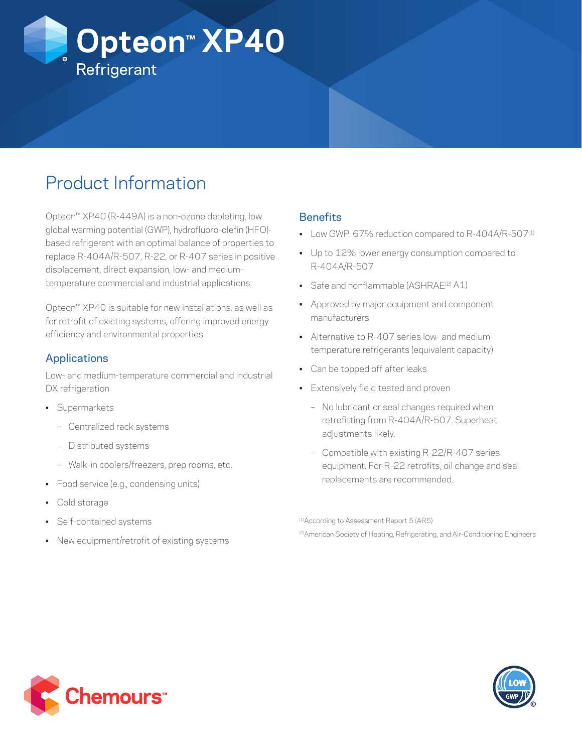# Opteon™ XP40

Refrigerant

## Product Information

Opteon™ XP40 (R-449A) is a non-ozone depleting, low global warming potential (GWP), hydrofluoro-olefin (HFO)-based refrigerant with an optimal balance of properties to replace R-404A/R-507, R-22, or R-407 series in positive displacement, direct expansion, low- and medium-temperature commercial and industrial applications.

Opteon™ XP40 is suitable for new installations, as well as for retrofit of existing systems, offering improved energy efficiency and environmental properties.

### Applications

Low- and medium-temperature commercial and industrial DX refrigeration

- Supermarkets
  - Centralized rack systems
  - Distributed systems
  - Walk-in coolers/freezers, prep rooms, etc.
- Food service (e.g., condensing units)
- Cold storage
- Self-contained systems
- New equipment/retrofit of existing systems

### Benefits

- Low GWP: 67% reduction compared to R-404A/R-507[1]
- Up to 12% lower energy consumption compared to R-404A/R-507
- Safe and nonflammable (ASHRAE[2] A1)
- Approved by major equipment and component manufacturers
- Alternative to R-407 series low- and medium-temperature refrigerants (equivalent capacity)
- Can be topped off after leaks
- Extensively field tested and proven
  - No lubricant or seal changes required when retrofitting from R-404A/R-507. Superheat adjustments likely.
  - Compatible with existing R-22/R-407 series equipment. For R-22 retrofits, oil change and seal replacements are recommended.

[1] According to Assessment Report 5 (AR5)

[2] American Society of Heating, Refrigerating, and Air-Conditioning Engineers

Chemours™

LOW GWP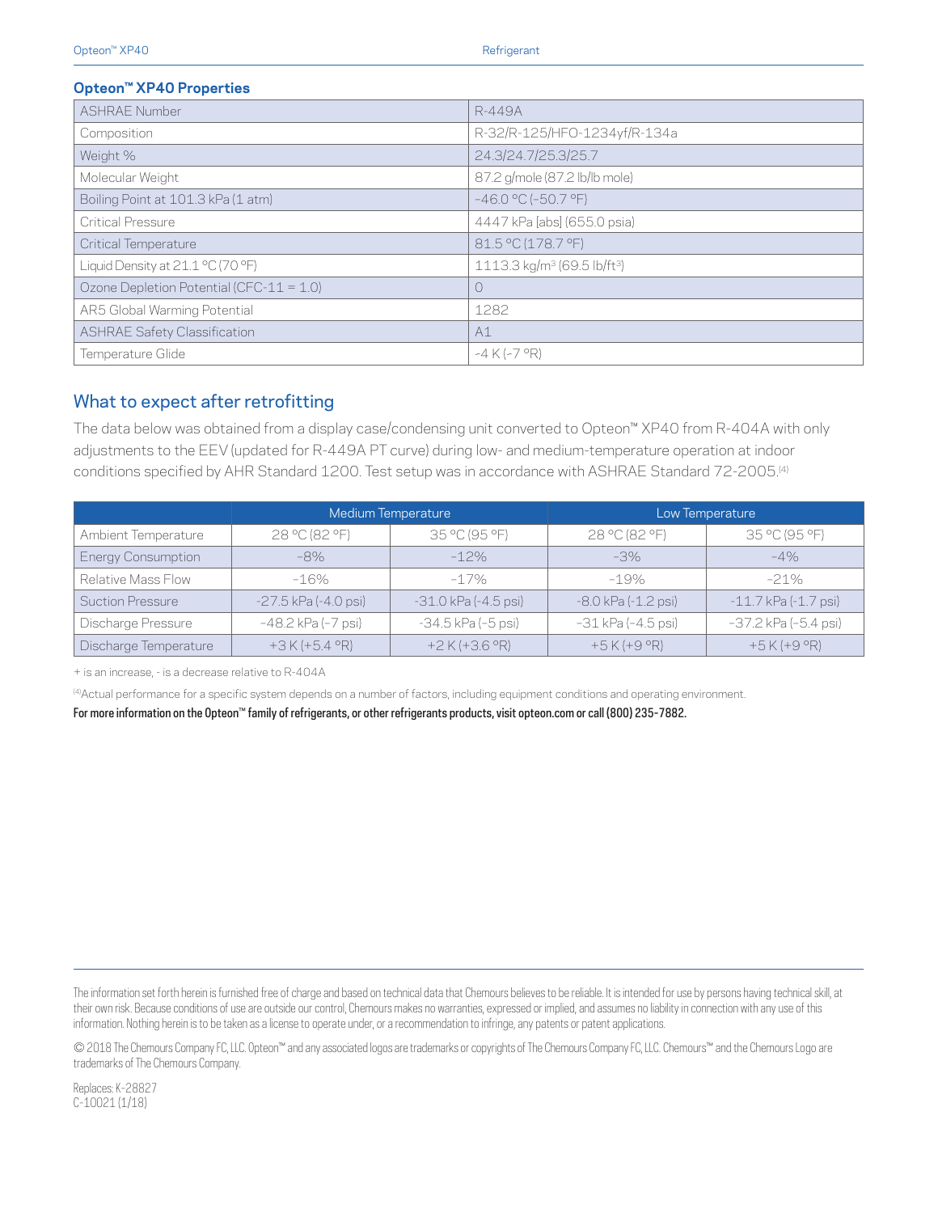## Opteon™ XP40 Properties

| | |
|---|---|
| ASHRAE Number | R-449A |
| Composition | R-32/R-125/HFO-1234yf/R-134a |
| Weight % | 24.3/24.7/25.3/25.7 |
| Molecular Weight | 87.2 g/mole (87.2 lb/lb mole) |
| Boiling Point at 101.3 kPa (1 atm) | −46.0 °C (−50.7 °F) |
| Critical Pressure | 4447 kPa [abs] (655.0 psia) |
| Critical Temperature | 81.5 °C (178.7 °F) |
| Liquid Density at 21.1 °C (70 °F) | 1113.3 kg/m³ (69.5 lb/ft³) |
| Ozone Depletion Potential (CFC-11 = 1.0) | 0 |
| AR5 Global Warming Potential | 1282 |
| ASHRAE Safety Classification | A1 |
| Temperature Glide | -4 K (-7 °R) |

## What to expect after retrofitting

The data below was obtained from a display case/condensing unit converted to Opteon™ XP40 from R-404A with only adjustments to the EEV (updated for R-449A PT curve) during low- and medium-temperature operation at indoor conditions specified by AHR Standard 1200. Test setup was in accordance with ASHRAE Standard 72-2005.[4]

| | Medium Temperature | | Low Temperature | |
|---|---|---|---|---|
| Ambient Temperature | 28 °C (82 °F) | 35 °C (95 °F) | 28 °C (82 °F) | 35 °C (95 °F) |
| Energy Consumption | −8% | −12% | −3% | −4% |
| Relative Mass Flow | −16% | −17% | −19% | −21% |
| Suction Pressure | -27.5 kPa (-4.0 psi) | -31.0 kPa (-4.5 psi) | -8.0 kPa (-1.2 psi) | -11.7 kPa (-1.7 psi) |
| Discharge Pressure | −48.2 kPa (−7 psi) | -34.5 kPa (−5 psi) | −31 kPa (−4.5 psi) | -37.2 kPa (−5.4 psi) |
| Discharge Temperature | +3 K (+5.4 °R) | +2 K (+3.6 °R) | +5 K (+9 °R) | +5 K (+9 °R) |

+ is an increase, - is a decrease relative to R-404A

[4]Actual performance for a specific system depends on a number of factors, including equipment conditions and operating environment.

**For more information on the Opteon™ family of refrigerants, or other refrigerants products, visit opteon.com or call (800) 235-7882.**

The information set forth herein is furnished free of charge and based on technical data that Chemours believes to be reliable. It is intended for use by persons having technical skill, at their own risk. Because conditions of use are outside our control, Chemours makes no warranties, expressed or implied, and assumes no liability in connection with any use of this information. Nothing herein is to be taken as a license to operate under, or a recommendation to infringe, any patents or patent applications.

© 2018 The Chemours Company FC, LLC. Opteon™ and any associated logos are trademarks or copyrights of The Chemours Company FC, LLC. Chemours™ and the Chemours Logo are trademarks of The Chemours Company.

Replaces: K-28827
C-10021 (1/18)